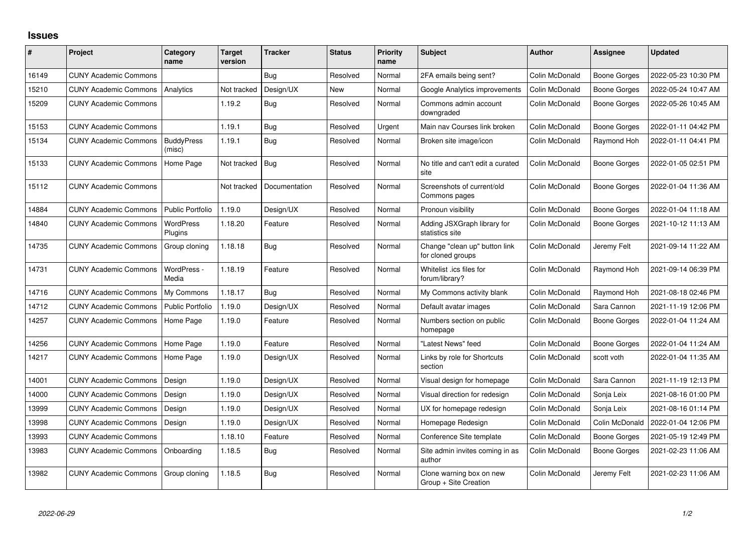## Issues

| # | Project | Category name | Target version | Tracker | Status | Priority name | Subject | Author | Assignee | Updated |
|---|---|---|---|---|---|---|---|---|---|---|
| 16149 | CUNY Academic Commons | | | Bug | Resolved | Normal | 2FA emails being sent? | Colin McDonald | Boone Gorges | 2022-05-23 10:30 PM |
| 15210 | CUNY Academic Commons | Analytics | Not tracked | Design/UX | New | Normal | Google Analytics improvements | Colin McDonald | Boone Gorges | 2022-05-24 10:47 AM |
| 15209 | CUNY Academic Commons | | 1.19.2 | Bug | Resolved | Normal | Commons admin account downgraded | Colin McDonald | Boone Gorges | 2022-05-26 10:45 AM |
| 15153 | CUNY Academic Commons | | 1.19.1 | Bug | Resolved | Urgent | Main nav Courses link broken | Colin McDonald | Boone Gorges | 2022-01-11 04:42 PM |
| 15134 | CUNY Academic Commons | BuddyPress (misc) | 1.19.1 | Bug | Resolved | Normal | Broken site image/icon | Colin McDonald | Raymond Hoh | 2022-01-11 04:41 PM |
| 15133 | CUNY Academic Commons | Home Page | Not tracked | Bug | Resolved | Normal | No title and can't edit a curated site | Colin McDonald | Boone Gorges | 2022-01-05 02:51 PM |
| 15112 | CUNY Academic Commons | | Not tracked | Documentation | Resolved | Normal | Screenshots of current/old Commons pages | Colin McDonald | Boone Gorges | 2022-01-04 11:36 AM |
| 14884 | CUNY Academic Commons | Public Portfolio | 1.19.0 | Design/UX | Resolved | Normal | Pronoun visibility | Colin McDonald | Boone Gorges | 2022-01-04 11:18 AM |
| 14840 | CUNY Academic Commons | WordPress Plugins | 1.18.20 | Feature | Resolved | Normal | Adding JSXGraph library for statistics site | Colin McDonald | Boone Gorges | 2021-10-12 11:13 AM |
| 14735 | CUNY Academic Commons | Group cloning | 1.18.18 | Bug | Resolved | Normal | Change "clean up" button link for cloned groups | Colin McDonald | Jeremy Felt | 2021-09-14 11:22 AM |
| 14731 | CUNY Academic Commons | WordPress - Media | 1.18.19 | Feature | Resolved | Normal | Whitelist .ics files for forum/library? | Colin McDonald | Raymond Hoh | 2021-09-14 06:39 PM |
| 14716 | CUNY Academic Commons | My Commons | 1.18.17 | Bug | Resolved | Normal | My Commons activity blank | Colin McDonald | Raymond Hoh | 2021-08-18 02:46 PM |
| 14712 | CUNY Academic Commons | Public Portfolio | 1.19.0 | Design/UX | Resolved | Normal | Default avatar images | Colin McDonald | Sara Cannon | 2021-11-19 12:06 PM |
| 14257 | CUNY Academic Commons | Home Page | 1.19.0 | Feature | Resolved | Normal | Numbers section on public homepage | Colin McDonald | Boone Gorges | 2022-01-04 11:24 AM |
| 14256 | CUNY Academic Commons | Home Page | 1.19.0 | Feature | Resolved | Normal | "Latest News" feed | Colin McDonald | Boone Gorges | 2022-01-04 11:24 AM |
| 14217 | CUNY Academic Commons | Home Page | 1.19.0 | Design/UX | Resolved | Normal | Links by role for Shortcuts section | Colin McDonald | scott voth | 2022-01-04 11:35 AM |
| 14001 | CUNY Academic Commons | Design | 1.19.0 | Design/UX | Resolved | Normal | Visual design for homepage | Colin McDonald | Sara Cannon | 2021-11-19 12:13 PM |
| 14000 | CUNY Academic Commons | Design | 1.19.0 | Design/UX | Resolved | Normal | Visual direction for redesign | Colin McDonald | Sonja Leix | 2021-08-16 01:00 PM |
| 13999 | CUNY Academic Commons | Design | 1.19.0 | Design/UX | Resolved | Normal | UX for homepage redesign | Colin McDonald | Sonja Leix | 2021-08-16 01:14 PM |
| 13998 | CUNY Academic Commons | Design | 1.19.0 | Design/UX | Resolved | Normal | Homepage Redesign | Colin McDonald | Colin McDonald | 2022-01-04 12:06 PM |
| 13993 | CUNY Academic Commons | | 1.18.10 | Feature | Resolved | Normal | Conference Site template | Colin McDonald | Boone Gorges | 2021-05-19 12:49 PM |
| 13983 | CUNY Academic Commons | Onboarding | 1.18.5 | Bug | Resolved | Normal | Site admin invites coming in as author | Colin McDonald | Boone Gorges | 2021-02-23 11:06 AM |
| 13982 | CUNY Academic Commons | Group cloning | 1.18.5 | Bug | Resolved | Normal | Clone warning box on new Group + Site Creation | Colin McDonald | Jeremy Felt | 2021-02-23 11:06 AM |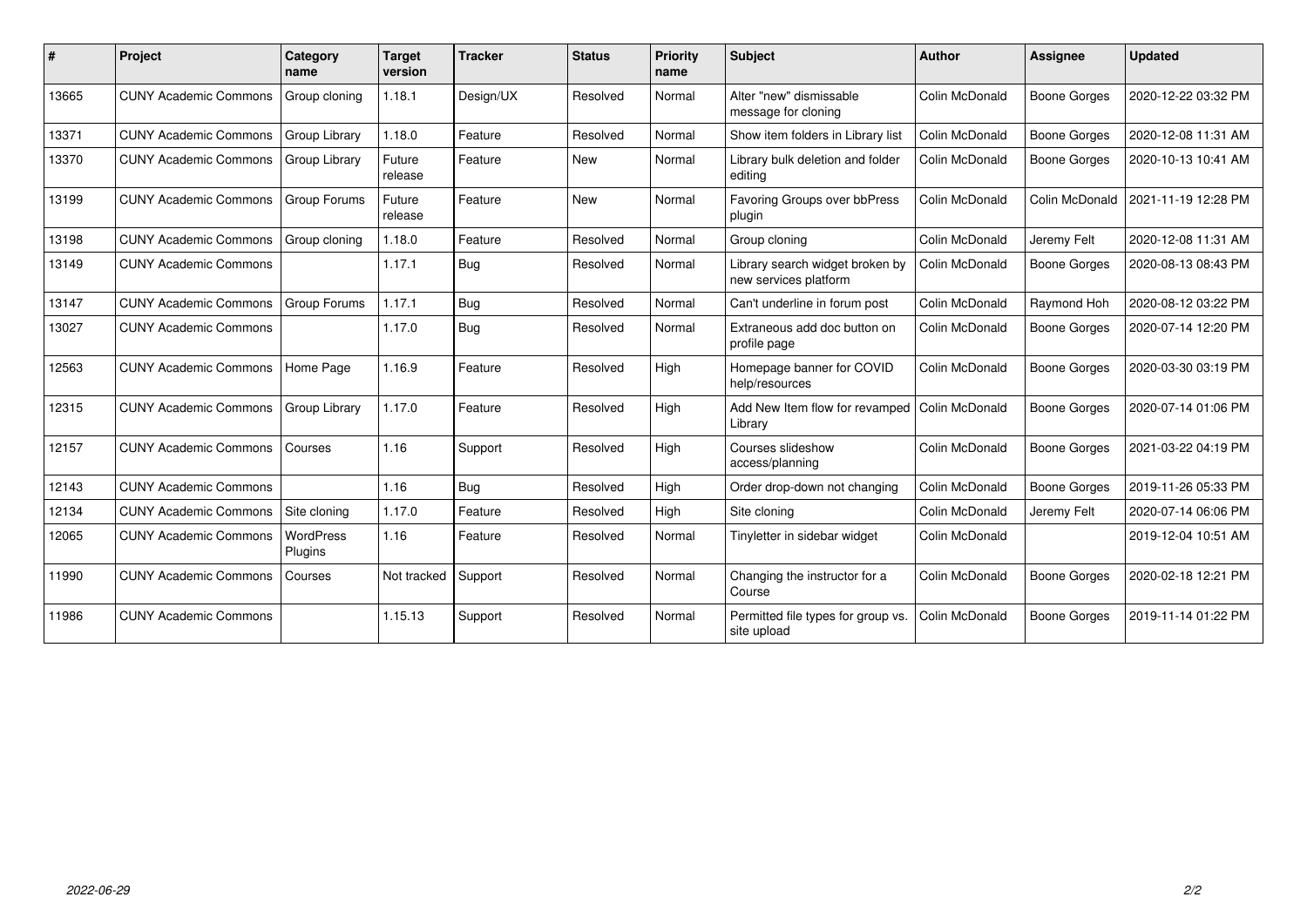| # | Project | Category name | Target version | Tracker | Status | Priority name | Subject | Author | Assignee | Updated |
|---|---|---|---|---|---|---|---|---|---|---|
| 13665 | CUNY Academic Commons | Group cloning | 1.18.1 | Design/UX | Resolved | Normal | Alter "new" dismissable message for cloning | Colin McDonald | Boone Gorges | 2020-12-22 03:32 PM |
| 13371 | CUNY Academic Commons | Group Library | 1.18.0 | Feature | Resolved | Normal | Show item folders in Library list | Colin McDonald | Boone Gorges | 2020-12-08 11:31 AM |
| 13370 | CUNY Academic Commons | Group Library | Future release | Feature | New | Normal | Library bulk deletion and folder editing | Colin McDonald | Boone Gorges | 2020-10-13 10:41 AM |
| 13199 | CUNY Academic Commons | Group Forums | Future release | Feature | New | Normal | Favoring Groups over bbPress plugin | Colin McDonald | Colin McDonald | 2021-11-19 12:28 PM |
| 13198 | CUNY Academic Commons | Group cloning | 1.18.0 | Feature | Resolved | Normal | Group cloning | Colin McDonald | Jeremy Felt | 2020-12-08 11:31 AM |
| 13149 | CUNY Academic Commons | | 1.17.1 | Bug | Resolved | Normal | Library search widget broken by new services platform | Colin McDonald | Boone Gorges | 2020-08-13 08:43 PM |
| 13147 | CUNY Academic Commons | Group Forums | 1.17.1 | Bug | Resolved | Normal | Can't underline in forum post | Colin McDonald | Raymond Hoh | 2020-08-12 03:22 PM |
| 13027 | CUNY Academic Commons | | 1.17.0 | Bug | Resolved | Normal | Extraneous add doc button on profile page | Colin McDonald | Boone Gorges | 2020-07-14 12:20 PM |
| 12563 | CUNY Academic Commons | Home Page | 1.16.9 | Feature | Resolved | High | Homepage banner for COVID help/resources | Colin McDonald | Boone Gorges | 2020-03-30 03:19 PM |
| 12315 | CUNY Academic Commons | Group Library | 1.17.0 | Feature | Resolved | High | Add New Item flow for revamped Library | Colin McDonald | Boone Gorges | 2020-07-14 01:06 PM |
| 12157 | CUNY Academic Commons | Courses | 1.16 | Support | Resolved | High | Courses slideshow access/planning | Colin McDonald | Boone Gorges | 2021-03-22 04:19 PM |
| 12143 | CUNY Academic Commons | | 1.16 | Bug | Resolved | High | Order drop-down not changing | Colin McDonald | Boone Gorges | 2019-11-26 05:33 PM |
| 12134 | CUNY Academic Commons | Site cloning | 1.17.0 | Feature | Resolved | High | Site cloning | Colin McDonald | Jeremy Felt | 2020-07-14 06:06 PM |
| 12065 | CUNY Academic Commons | WordPress Plugins | 1.16 | Feature | Resolved | Normal | Tinyletter in sidebar widget | Colin McDonald | | 2019-12-04 10:51 AM |
| 11990 | CUNY Academic Commons | Courses | Not tracked | Support | Resolved | Normal | Changing the instructor for a Course | Colin McDonald | Boone Gorges | 2020-02-18 12:21 PM |
| 11986 | CUNY Academic Commons | | 1.15.13 | Support | Resolved | Normal | Permitted file types for group vs. site upload | Colin McDonald | Boone Gorges | 2019-11-14 01:22 PM |